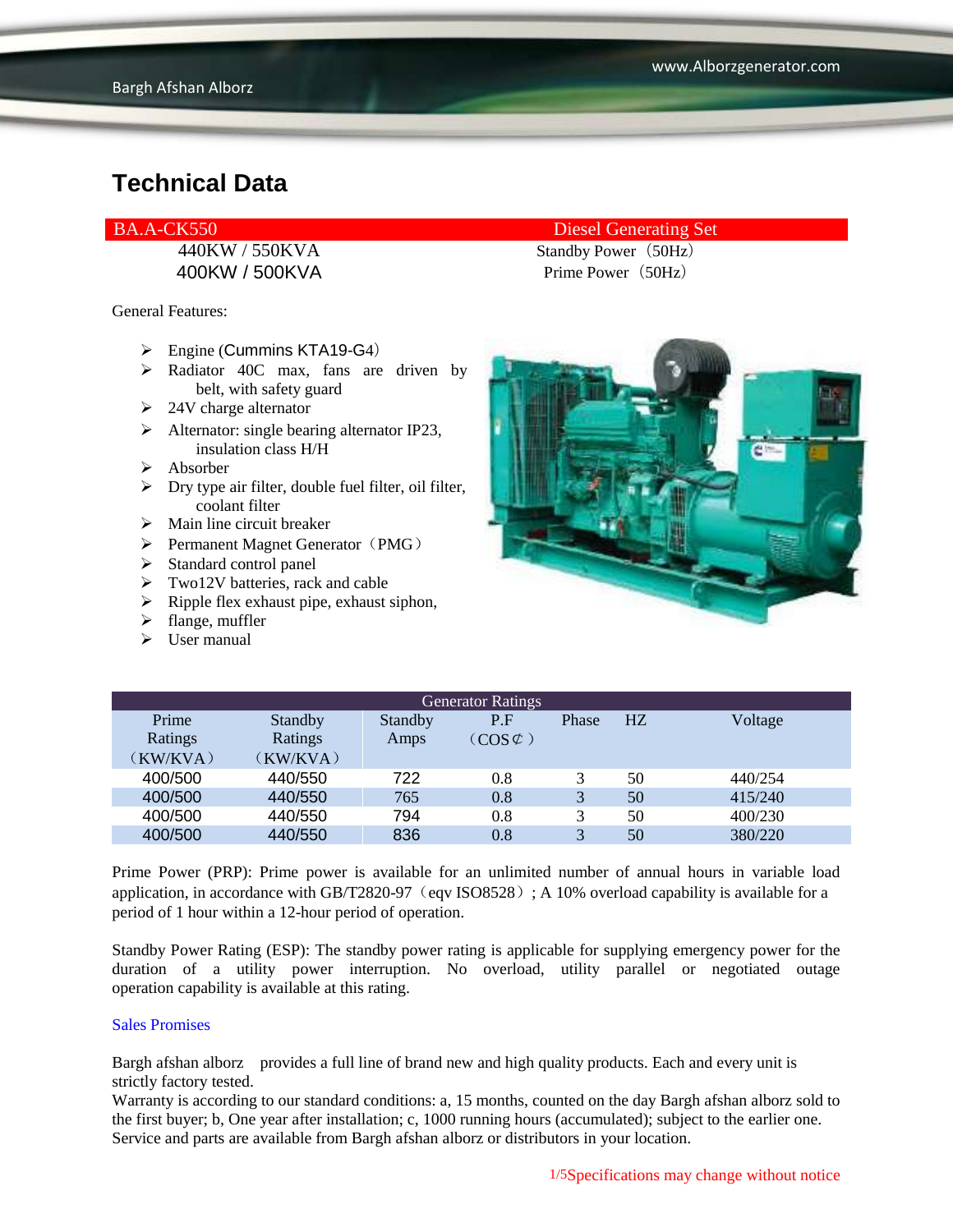# Technical Data

| BA.A-CK550 | Diesel Generating Set |
|---|---|
| 440KW / 550KVA | Standby Power（50Hz） |
| 400KW / 500KVA | Prime Power（50Hz） |

General Features:

- Engine (Cummins KTA19-G4）
- Radiator 40C max, fans are driven by belt, with safety guard
- 24V charge alternator
- Alternator: single bearing alternator IP23, insulation class H/H
- Absorber
- Dry type air filter, double fuel filter, oil filter, coolant filter
- Main line circuit breaker
- Permanent Magnet Generator（PMG）
- Standard control panel
- Two12V batteries, rack and cable
- Ripple flex exhaust pipe, exhaust siphon,
- flange, muffler
- User manual

| Generator Ratings | | | | | | |
|---|---|---|---|---|---|---|
| Prime Ratings（KW/KVA） | Standby Ratings（KW/KVA） | Standby Amps | P.F（COS¢） | Phase | HZ | Voltage |
| 400/500 | 440/550 | 722 | 0.8 | 3 | 50 | 440/254 |
| 400/500 | 440/550 | 765 | 0.8 | 3 | 50 | 415/240 |
| 400/500 | 440/550 | 794 | 0.8 | 3 | 50 | 400/230 |
| 400/500 | 440/550 | 836 | 0.8 | 3 | 50 | 380/220 |

Prime Power (PRP): Prime power is available for an unlimited number of annual hours in variable load application, in accordance with GB/T2820-97（eqv ISO8528）; A 10% overload capability is available for a period of 1 hour within a 12-hour period of operation.

Standby Power Rating (ESP): The standby power rating is applicable for supplying emergency power for the duration of a utility power interruption. No overload, utility parallel or negotiated outage operation capability is available at this rating.

Sales Promises

Bargh afshan alborz provides a full line of brand new and high quality products. Each and every unit is strictly factory tested.
Warranty is according to our standard conditions: a, 15 months, counted on the day Bargh afshan alborz sold to the first buyer; b, One year after installation; c, 1000 running hours (accumulated); subject to the earlier one. Service and parts are available from Bargh afshan alborz or distributors in your location.

Specifications may change without notice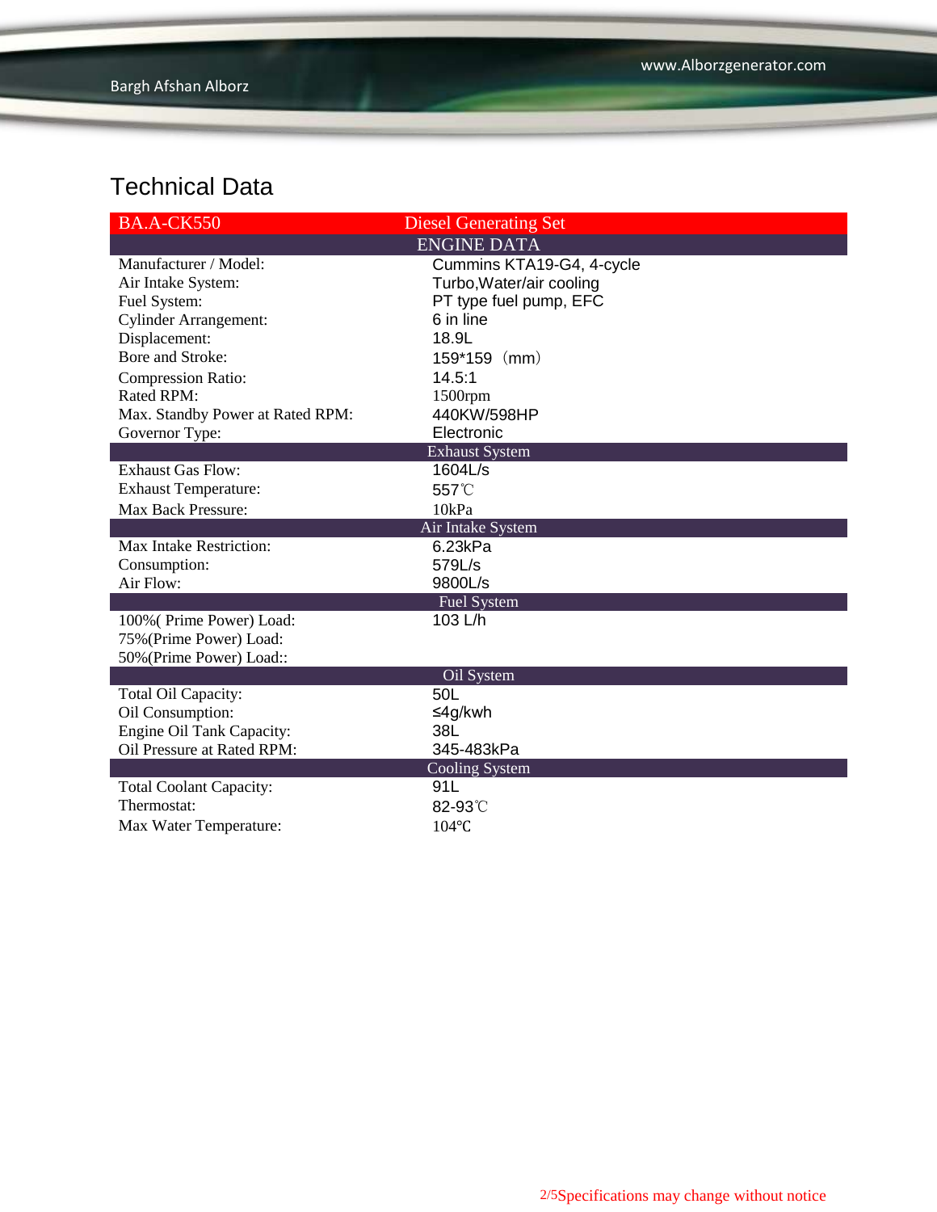# Technical Data

| BA.A-CK550 | Diesel Generating Set |
|---|---|
| **ENGINE DATA** | |
| Manufacturer / Model: | Cummins KTA19-G4, 4-cycle |
| Air Intake System: | Turbo,Water/air cooling |
| Fuel System: | PT type fuel pump, EFC |
| Cylinder Arrangement: | 6 in line |
| Displacement: | 18.9L |
| Bore and Stroke: | 159*159（mm） |
| Compression Ratio: | 14.5:1 |
| Rated RPM: | 1500rpm |
| Max. Standby Power at Rated RPM: | 440KW/598HP |
| Governor Type: | Electronic |
| **Exhaust System** | |
| Exhaust Gas Flow: | 1604L/s |
| Exhaust Temperature: | 557℃ |
| Max Back Pressure: | 10kPa |
| **Air Intake System** | |
| Max Intake Restriction: | 6.23kPa |
| Consumption: | 579L/s |
| Air Flow: | 9800L/s |
| **Fuel System** | |
| 100%( Prime Power) Load: | 103 L/h |
| 75%(Prime Power) Load: | |
| 50%(Prime Power) Load:: | |
| **Oil System** | |
| Total Oil Capacity: | 50L |
| Oil Consumption: | ≤4g/kwh |
| Engine Oil Tank Capacity: | 38L |
| Oil Pressure at Rated RPM: | 345-483kPa |
| **Cooling System** | |
| Total Coolant Capacity: | 91L |
| Thermostat: | 82-93℃ |
| Max Water Temperature: | 104℃ |

Specifications may change without notice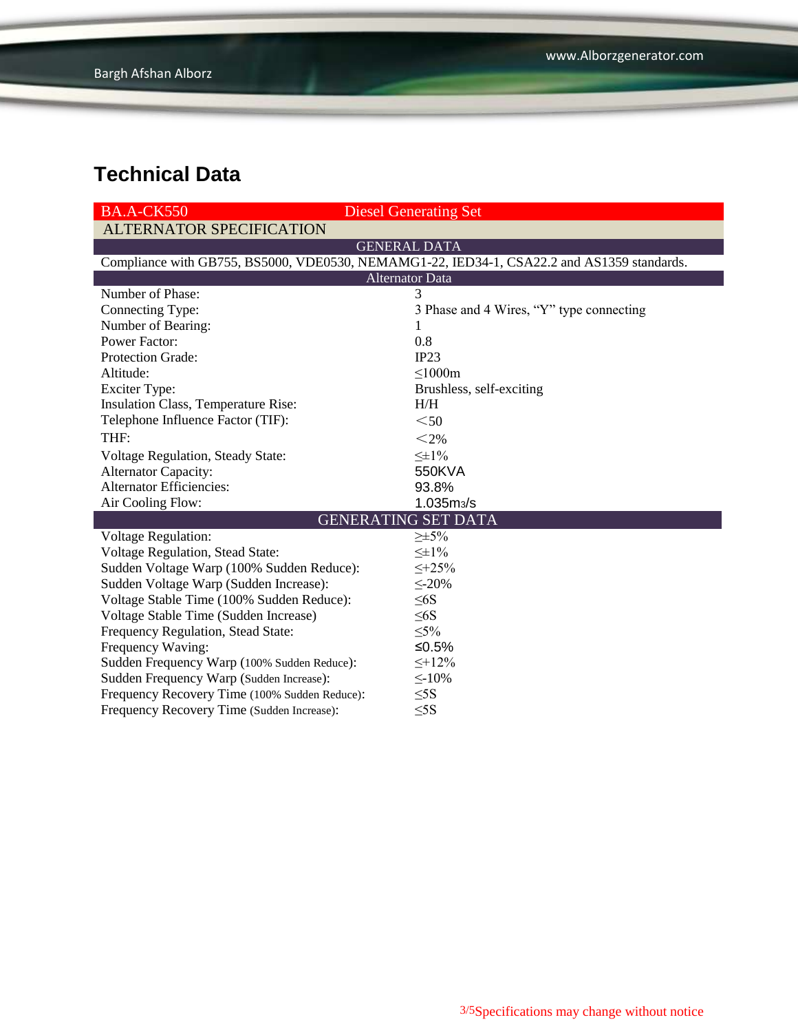# Technical Data

| BA.A-CK550 | Diesel Generating Set |
|---|---|
| **ALTERNATOR SPECIFICATION** | |
| **GENERAL DATA** | |
| Compliance with GB755, BS5000, VDE0530, NEMAMG1-22, IED34-1, CSA22.2 and AS1359 standards. | |
| **Alternator Data** | |
| Number of Phase: | 3 |
| Connecting Type: | 3 Phase and 4 Wires, "Y" type connecting |
| Number of Bearing: | 1 |
| Power Factor: | 0.8 |
| Protection Grade: | IP23 |
| Altitude: | ≤1000m |
| Exciter Type: | Brushless, self-exciting |
| Insulation Class, Temperature Rise: | H/H |
| Telephone Influence Factor (TIF): | ＜50 |
| THF: | ＜2% |
| Voltage Regulation, Steady State: | ≤±1% |
| Alternator Capacity: | 550KVA |
| Alternator Efficiencies: | 93.8% |
| Air Cooling Flow: | 1.035m3/s |
| **GENERATING SET DATA** | |
| Voltage Regulation: | ≥±5% |
| Voltage Regulation, Stead State: | ≤±1% |
| Sudden Voltage Warp (100% Sudden Reduce): | ≤+25% |
| Sudden Voltage Warp (Sudden Increase): | ≤-20% |
| Voltage Stable Time (100% Sudden Reduce): | ≤6S |
| Voltage Stable Time (Sudden Increase) | ≤6S |
| Frequency Regulation, Stead State: | ≤5% |
| Frequency Waving: | ≤0.5% |
| Sudden Frequency Warp (100% Sudden Reduce): | ≤+12% |
| Sudden Frequency Warp (Sudden Increase): | ≤-10% |
| Frequency Recovery Time (100% Sudden Reduce): | ≤5S |
| Frequency Recovery Time (Sudden Increase): | ≤5S |

Specifications may change without notice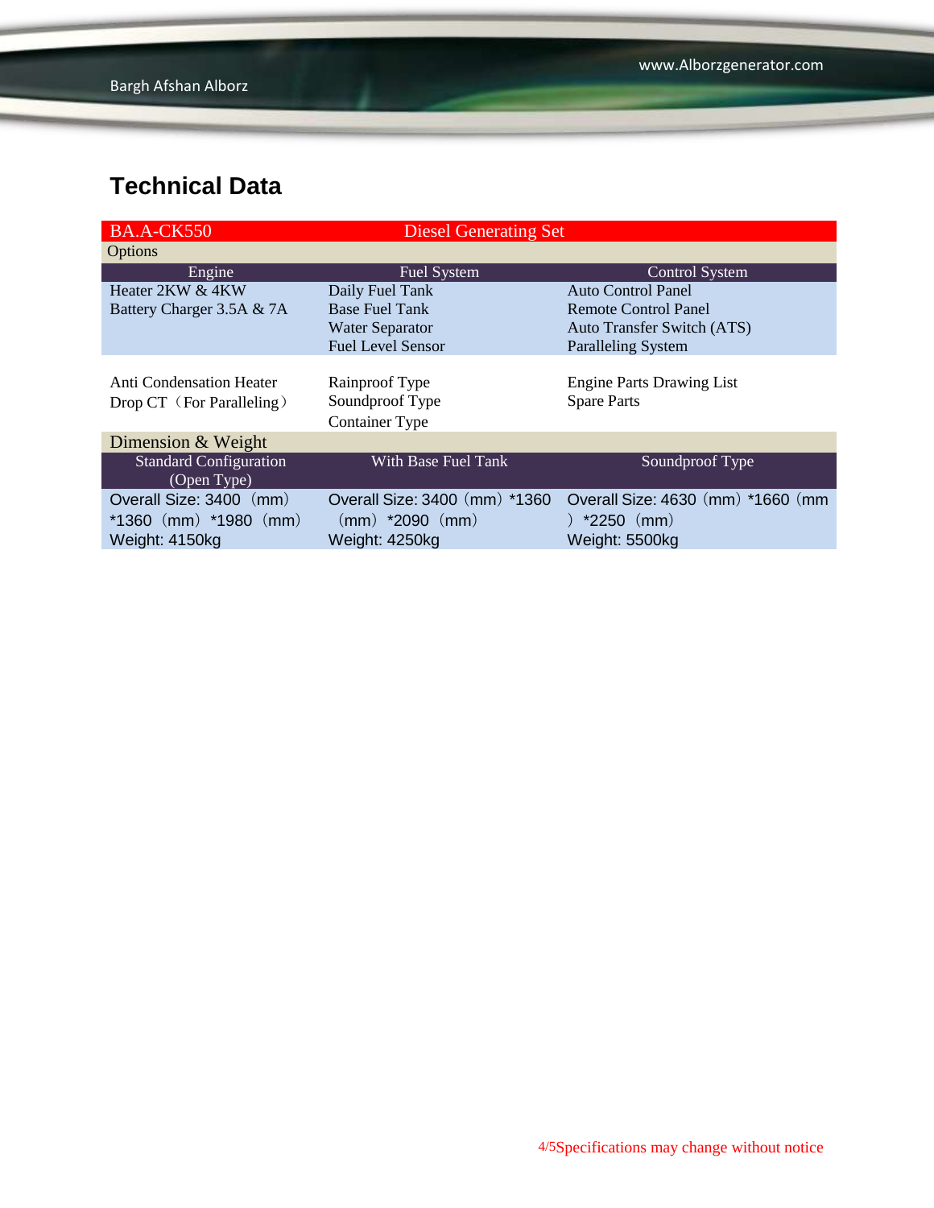## Technical Data

| BA.A-CK550 | Diesel Generating Set | |
|---|---|---|
| **Options** | | |
| **Engine** | **Fuel System** | **Control System** |
| Heater 2KW & 4KW<br>Battery Charger 3.5A & 7A | Daily Fuel Tank<br>Base Fuel Tank<br>Water Separator<br>Fuel Level Sensor | Auto Control Panel<br>Remote Control Panel<br>Auto Transfer Switch (ATS)<br>Paralleling System |
| Anti Condensation Heater<br>Drop CT（For Paralleling） | Rainproof Type<br>Soundproof Type<br>Container Type | Engine Parts Drawing List<br>Spare Parts |
| **Dimension & Weight** | | |
| **Standard Configuration (Open Type)** | **With Base Fuel Tank** | **Soundproof Type** |
| Overall Size: 3400（mm）*1360（mm）*1980（mm）<br>Weight: 4150kg | Overall Size: 3400（mm）*1360（mm）*2090（mm）<br>Weight: 4250kg | Overall Size: 4630（mm）*1660（mm）*2250（mm）<br>Weight: 5500kg |

Specifications may change without notice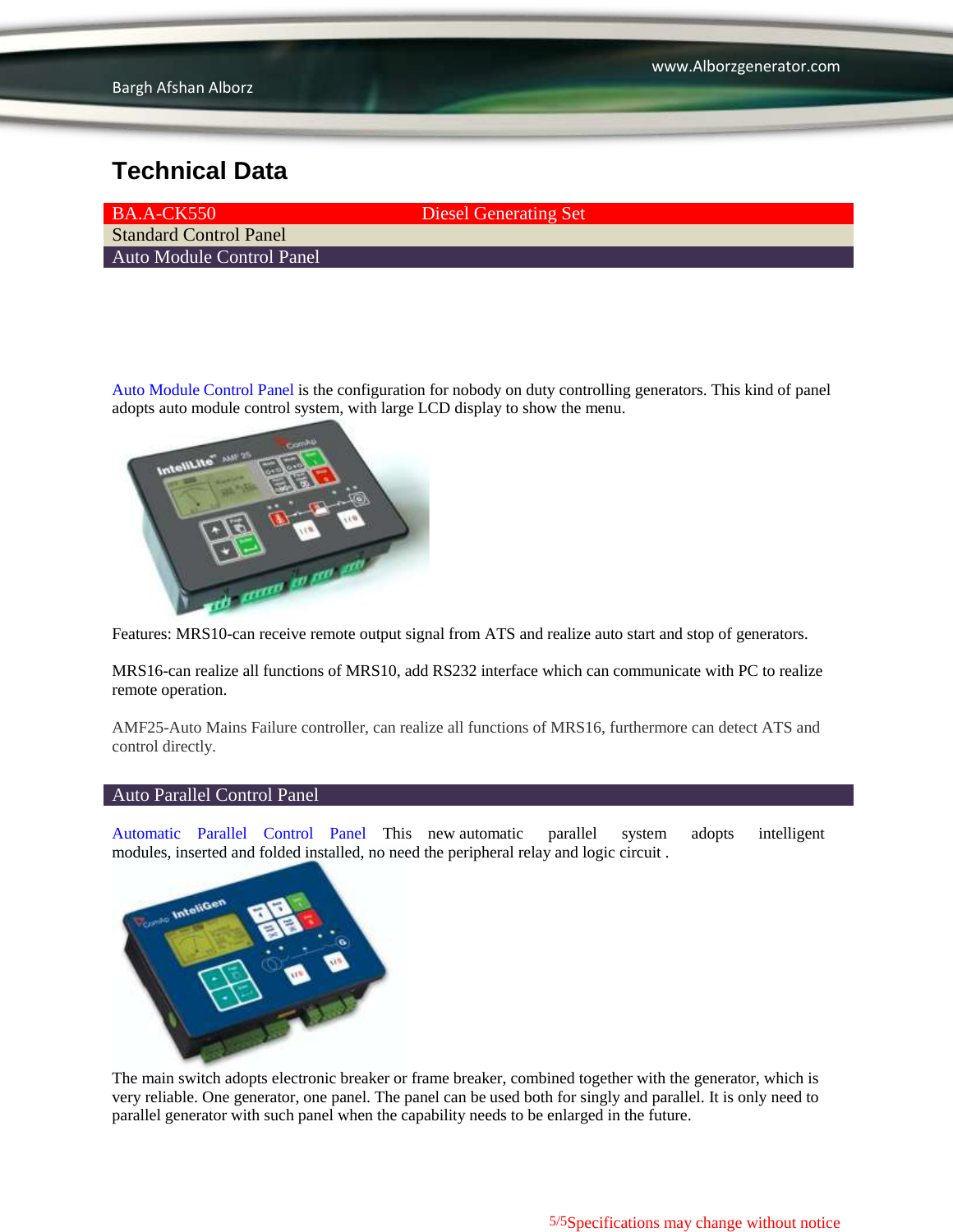# Technical Data

| | |
|---|---|
| BA.A-CK550 | Diesel Generating Set |
| Standard Control Panel | |
| Auto Module Control Panel | |

Auto Module Control Panel is the configuration for nobody on duty controlling generators. This kind of panel adopts auto module control system, with large LCD display to show the menu.

Features: MRS10-can receive remote output signal from ATS and realize auto start and stop of generators.

MRS16-can realize all functions of MRS10, add RS232 interface which can communicate with PC to realize remote operation.

AMF25-Auto Mains Failure controller, can realize all functions of MRS16, furthermore can detect ATS and control directly.

## Auto Parallel Control Panel

Automatic Parallel Control Panel This new automatic parallel system adopts intelligent modules, inserted and folded installed, no need the peripheral relay and logic circuit .

The main switch adopts electronic breaker or frame breaker, combined together with the generator, which is very reliable. One generator, one panel. The panel can be used both for singly and parallel. It is only need to parallel generator with such panel when the capability needs to be enlarged in the future.

Specifications may change without notice